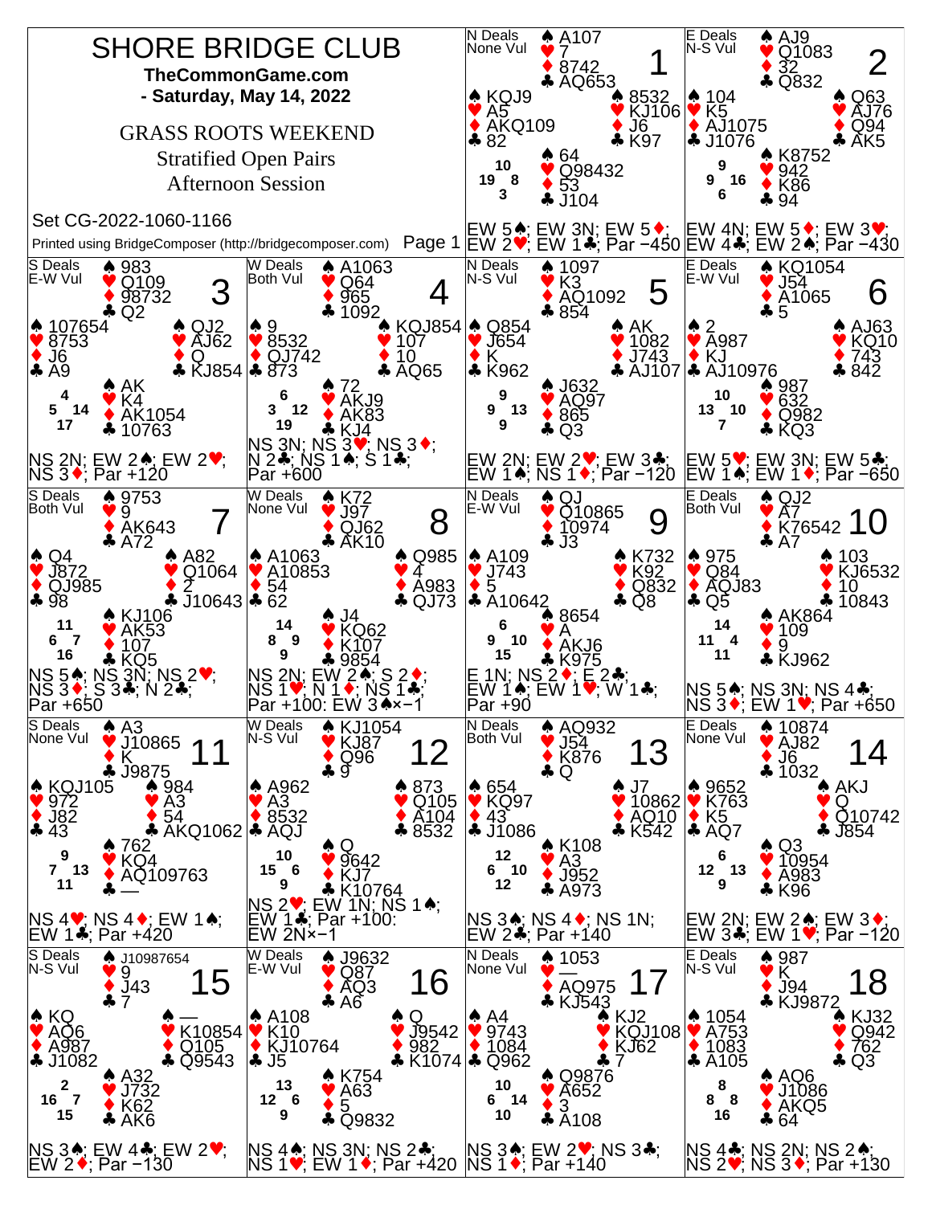# SHORE BRIDGE CLUB

**TheCommonGame.com**

**- Saturday, May 14, 2022**

GRASS ROOTS WEEKEND

Stratified Open Pairs

Afternoon Session

Set CG-2022-1060-1166

Printed using BridgeComposer (http://bridgecomposer.com)

---

## Board 1
N Deals, None Vul

North: ♠ A107 ♥ 7 ♦ 8742 ♣ AQ653
West: ♠ KQJ9 ♥ A5 ♦ AKQ109 ♣ 82
East: ♠ 8532 ♥ KJ106 ♦ J6 ♣ K97
South: ♠ 64 ♥ Q98432 ♦ 53 ♣ J104

HCP: N 10, W 19, E 8, S 3

EW 5♠; EW 3N; EW 5♦; EW 2♥; EW 1♣; Par −450

## Board 2
E Deals, N-S Vul

North: ♠ AJ9 ♥ Q1083 ♦ 32 ♣ Q832
West: ♠ 104 ♥ K5 ♦ AJ1075 ♣ J1076
East: ♠ Q63 ♥ AJ76 ♦ Q94 ♣ AK5
South: ♠ K8752 ♥ 942 ♦ K86 ♣ 94

HCP: N 9, W 9, E 16, S 6

EW 4N; EW 5♦; EW 3♥; EW 4♣; EW 2♠; Par −430

## Board 3
S Deals, E-W Vul

North: ♠ 983 ♥ Q109 ♦ 98732 ♣ Q2
West: ♠ 107654 ♥ 8753 ♦ J6 ♣ A9
East: ♠ QJ2 ♥ AJ62 ♦ Q ♣ KJ854
South: ♠ AK ♥ K4 ♦ AK1054 ♣ 10763

HCP: N 4, W 5, E 14, S 17

NS 2N; EW 2♠; EW 2♥; NS 3♦; Par +120

## Board 4
W Deals, Both Vul

North: ♠ A1063 ♥ Q64 ♦ 965 ♣ 1092
West: ♠ 9 ♥ 8532 ♦ QJ742 ♣ 873
East: ♠ KQJ854 ♥ 107 ♦ 10 ♣ AQ65
South: ♠ 72 ♥ AKJ9 ♦ AK83 ♣ KJ4

HCP: N 6, W 3, E 12, S 19

NS 3N; NS 3♥; NS 3♦; N 2♣; NS 1♠; S 1♣; Par +600

## Board 5
N Deals, N-S Vul

North: ♠ 1097 ♥ K3 ♦ AQ1092 ♣ 854
West: ♠ Q854 ♥ J654 ♦ K ♣ K962
East: ♠ AK ♥ 1082 ♦ J743 ♣ AJ107
South: ♠ J632 ♥ AQ97 ♦ 865 ♣ Q3

HCP: N 9, W 9, E 13, S 9

EW 2N; EW 2♥; EW 3♣; EW 1♠; NS 1♦; Par −120

## Board 6
E Deals, E-W Vul

North: ♠ KQ1054 ♥ J54 ♦ A1065 ♣ 5
West: ♠ 2 ♥ A987 ♦ KJ ♣ AJ10976
East: ♠ AJ63 ♥ KQ10 ♦ 743 ♣ 842
South: ♠ 987 ♥ 632 ♦ Q982 ♣ KQ3

HCP: N 10, W 13, E 10, S 7

EW 5♥; EW 3N; EW 5♣; EW 1♠; EW 1♦; Par −650

## Board 7
S Deals, Both Vul

North: ♠ 9753 ♥ 9 ♦ AK643 ♣ A72
West: ♠ Q4 ♥ J872 ♦ QJ985 ♣ 98
East: ♠ A82 ♥ Q1064 ♦ 2 ♣ J10643
South: ♠ KJ106 ♥ AK53 ♦ 107 ♣ KQ5

HCP: N 11, W 6, E 7, S 16

NS 5♠; NS 3N; NS 2♥; NS 3♦; S 3♣; N 2♣; Par +650

## Board 8
W Deals, None Vul

North: ♠ K72 ♥ J97 ♦ QJ62 ♣ AK10
West: ♠ A1063 ♥ A10853 ♦ 54 ♣ 62
East: ♠ Q985 ♥ 4 ♦ A983 ♣ QJ73
South: ♠ J4 ♥ KQ62 ♦ K107 ♣ 9854

HCP: N 14, W 8, E 9, S 9

NS 2N; EW 2♠; S 2♦; NS 1♥; N 1♦; NS 1♣; Par +100: EW 3♠×−1

## Board 9
N Deals, E-W Vul

North: ♠ QJ ♥ Q10865 ♦ 10974 ♣ J3
West: ♠ A109 ♥ J743 ♦ 5 ♣ A10642
East: ♠ K732 ♥ K92 ♦ Q832 ♣ Q8
South: ♠ 8654 ♥ A ♦ AKJ6 ♣ K975

HCP: N 6, W 9, E 10, S 15

E 1N; NS 2♦; E 2♣; EW 1♠; EW 1♥; W 1♣; Par +90

## Board 10
E Deals, Both Vul

North: ♠ QJ2 ♥ A7 ♦ K76542 ♣ A7
West: ♠ 975 ♥ Q84 ♦ AQJ83 ♣ Q5
East: ♠ 103 ♥ KJ6532 ♦ 10 ♣ 10843
South: ♠ AK864 ♥ 109 ♦ 9 ♣ KJ962

HCP: N 14, W 11, E 4, S 11

NS 5♠; NS 3N; NS 4♣; NS 3♦; EW 1♥; Par +650

## Board 11
S Deals, None Vul

North: ♠ A3 ♥ J10865 ♦ K ♣ J9875
West: ♠ KQJ105 ♥ 972 ♦ J82 ♣ 43
East: ♠ 984 ♥ A3 ♦ 54 ♣ AKQ1062
South: ♠ 762 ♥ KQ4 ♦ AQ109763 ♣ —

HCP: N 9, W 7, E 13, S 11

NS 4♥; NS 4♦; EW 1♠; EW 1♣; Par +420

## Board 12
W Deals, N-S Vul

North: ♠ KJ1054 ♥ KJ87 ♦ Q96 ♣ 9
West: ♠ A962 ♥ A3 ♦ 8532 ♣ AQJ
East: ♠ 873 ♥ Q105 ♦ A104 ♣ 8532
South: ♠ Q ♥ 9642 ♦ KJ7 ♣ K10764

HCP: N 10, W 15, E 6, S 9

NS 2♥; EW 1N; NS 1♠; EW 1♣; Par +100: EW 2N×−1

## Board 13
N Deals, Both Vul

North: ♠ AQ932 ♥ J54 ♦ K876 ♣ Q
West: ♠ 654 ♥ KQ97 ♦ 43 ♣ J1086
East: ♠ J7 ♥ 10862 ♦ AQ10 ♣ K542
South: ♠ K108 ♥ A3 ♦ J952 ♣ A973

HCP: N 12, W 6, E 10, S 12

NS 3♠; NS 4♦; NS 1N; EW 2♣; Par +140

## Board 14
E Deals, None Vul

North: ♠ 10874 ♥ AJ82 ♦ J6 ♣ 1032
West: ♠ 9652 ♥ K763 ♦ K5 ♣ AQ7
East: ♠ AKJ ♥ Q ♦ Q10742 ♣ J854
South: ♠ Q3 ♥ 10954 ♦ A983 ♣ K96

HCP: N 6, W 12, E 13, S 9

EW 2N; EW 2♠; EW 3♦; EW 3♣; EW 1♥; Par −120

## Board 15
S Deals, N-S Vul

North: ♠ J10987654 ♥ 9 ♦ J43 ♣ 7
West: ♠ KQ ♥ AQ6 ♦ A987 ♣ J1082
East: ♠ — ♥ K10854 ♦ Q105 ♣ Q9543
South: ♠ A32 ♥ J732 ♦ K62 ♣ AK6

HCP: N 2, W 16, E 7, S 15

NS 3♠; EW 4♣; EW 2♥; EW 2♦; Par −130

## Board 16
W Deals, E-W Vul

North: ♠ J9632 ♥ Q87 ♦ AQ3 ♣ A6
West: ♠ A108 ♥ K10 ♦ KJ10764 ♣ J5
East: ♠ Q ♥ J9542 ♦ 982 ♣ K1074
South: ♠ K754 ♥ A63 ♦ 5 ♣ Q9832

HCP: N 13, W 12, E 6, S 9

NS 4♠; NS 3N; NS 2♣; NS 1♥; EW 1♦; Par +420

## Board 17
N Deals, None Vul

North: ♠ 1053 ♥ — ♦ AQ975 ♣ KJ543
West: ♠ A4 ♥ 9743 ♦ 1084 ♣ Q962
East: ♠ KJ2 ♥ KQJ108 ♦ KJ62 ♣ 7
South: ♠ Q9876 ♥ A652 ♦ 3 ♣ A108

HCP: N 10, W 6, E 14, S 10

NS 3♠; EW 2♥; NS 3♣; NS 1♦; Par +140

## Board 18
E Deals, N-S Vul

North: ♠ 987 ♥ K ♦ J94 ♣ KJ9872
West: ♠ 1054 ♥ A753 ♦ 1083 ♣ A105
East: ♠ KJ32 ♥ Q942 ♦ 762 ♣ Q3
South: ♠ AQ6 ♥ J1086 ♦ AKQ5 ♣ 64

HCP: N 8, W 8, E 8, S 16

NS 4♣; NS 2N; NS 2♠; NS 2♥; NS 3♦; Par +130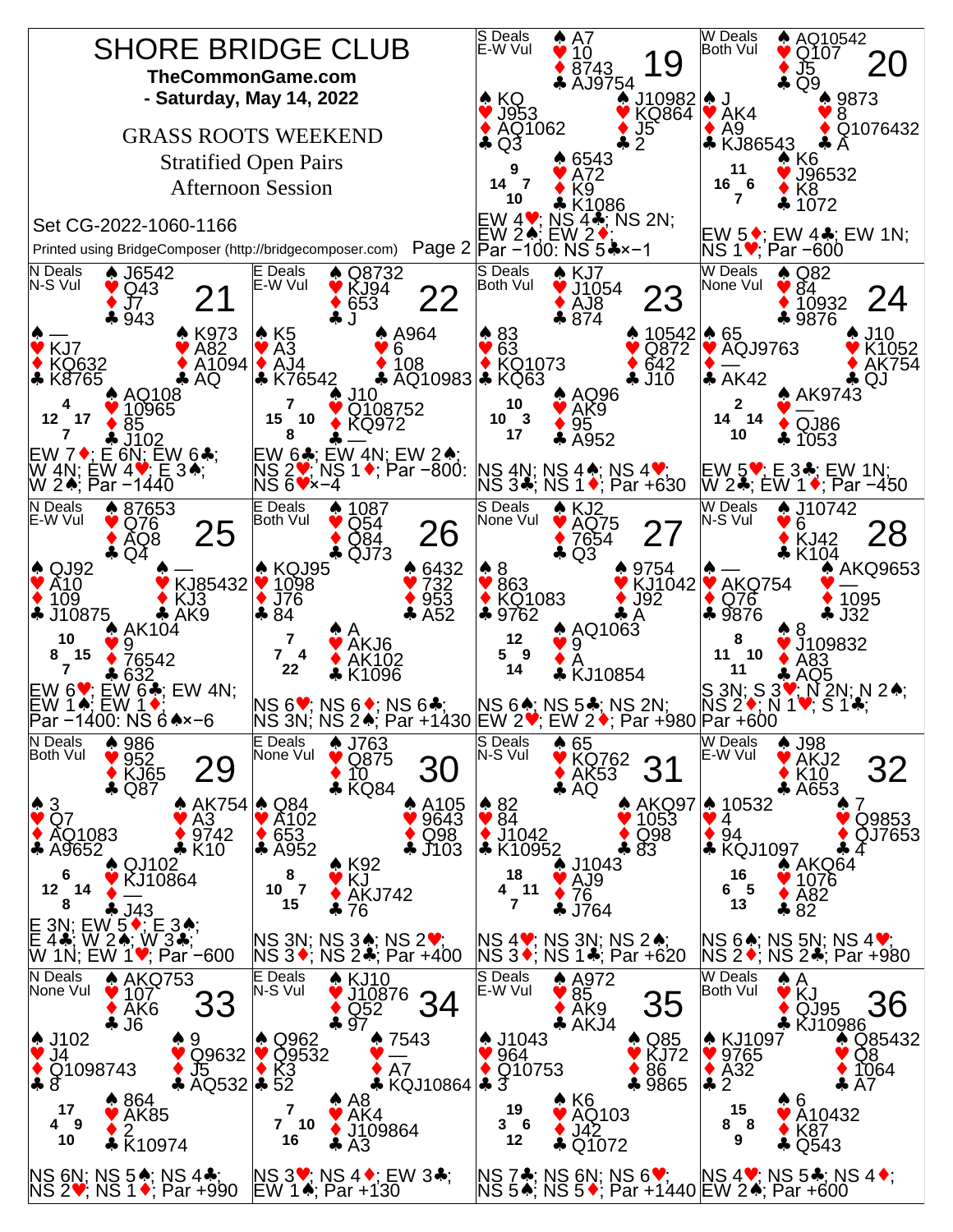# SHORE BRIDGE CLUB

**TheCommonGame.com**

**- Saturday, May 14, 2022**

GRASS ROOTS WEEKEND

Stratified Open Pairs

Afternoon Session

Set CG-2022-1060-1166

Printed using BridgeComposer (http://bridgecomposer.com)

---

## Board 19
S Deals, E-W Vul

North: ♠ A7 ♥ 10 ♦ 8743 ♣ AJ9754

West: ♠ KQ ♥ J953 ♦ AQ1062 ♣ Q3

East: ♠ J10982 ♥ KQ864 ♦ J5 ♣ 2

South: ♠ 6543 ♥ A72 ♦ K9 ♣ K1086

HCP: N 9, W 14, E 7, S 10

EW 4♥; NS 4♣; NS 2N; EW 2♠; EW 2♦; Par −100: NS 5♣×−1

## Board 20
W Deals, Both Vul

North: ♠ AQ10542 ♥ Q107 ♦ J5 ♣ Q9

West: ♠ J ♥ AK4 ♦ A9 ♣ KJ86543

East: ♠ 9873 ♥ 8 ♦ Q1076432 ♣ A

South: ♠ K6 ♥ J96532 ♦ K8 ♣ 1072

HCP: N 11, W 16, E 6, S 7

EW 5♦; EW 4♣; EW 1N; NS 1♥; Par −600

## Board 21
N Deals, N-S Vul

North: ♠ J6542 ♥ Q43 ♦ J7 ♣ 943

West: ♠ — ♥ KJ7 ♦ KQ632 ♣ K8765

East: ♠ K973 ♥ A82 ♦ A1094 ♣ AQ

South: ♠ AQ108 ♥ 10965 ♦ 85 ♣ J102

HCP: N 4, W 12, E 17, S 7

EW 7♦; E 6N; EW 6♣; W 4N; EW 4♥; E 3♠; W 2♠; Par −1440

## Board 22
E Deals, E-W Vul

North: ♠ Q8732 ♥ KJ94 ♦ 653 ♣ J

West: ♠ K5 ♥ A3 ♦ AJ4 ♣ K76542

East: ♠ A964 ♥ 6 ♦ 108 ♣ AQ10983

South: ♠ J10 ♥ Q108752 ♦ KQ972 ♣ —

HCP: N 7, W 15, E 10, S 8

EW 6♣; EW 4N; EW 2♠; NS 2♥; NS 1♦; Par −800: NS 6♥×−4

## Board 23
S Deals, Both Vul

North: ♠ KJ7 ♥ J1054 ♦ AJ8 ♣ 874

West: ♠ 83 ♥ 63 ♦ KQ1073 ♣ KQ63

East: ♠ 10542 ♥ Q872 ♦ 642 ♣ J10

South: ♠ AQ96 ♥ AK9 ♦ 95 ♣ A952

HCP: N 10, W 10, E 3, S 17

NS 4N; NS 4♠; NS 4♥; NS 3♣; NS 1♦; Par +630

## Board 24
W Deals, None Vul

North: ♠ Q82 ♥ 84 ♦ 10932 ♣ 9876

West: ♠ 65 ♥ AQJ9763 ♦ — ♣ AK42

East: ♠ J10 ♥ K1052 ♦ AK754 ♣ QJ

South: ♠ AK9743 ♥ — ♦ QJ86 ♣ 1053

HCP: N 2, W 14, E 14, S 10

EW 5♥; E 3♣; EW 1N; W 2♣; EW 1♦; Par −450

## Board 25
N Deals, E-W Vul

North: ♠ 87653 ♥ Q76 ♦ AQ8 ♣ Q4

West: ♠ QJ92 ♥ A10 ♦ 109 ♣ J10875

East: ♠ — ♥ KJ85432 ♦ KJ3 ♣ AK9

South: ♠ AK104 ♥ 9 ♦ 76542 ♣ 632

HCP: N 10, W 8, E 15, S 7

EW 6♥; EW 6♣; EW 4N; EW 1♠; EW 1♦; Par −1400: NS 6♠×−6

## Board 26
E Deals, Both Vul

North: ♠ 1087 ♥ Q54 ♦ Q84 ♣ QJ73

West: ♠ KQJ95 ♥ 1098 ♦ J76 ♣ 84

East: ♠ 6432 ♥ 732 ♦ 953 ♣ A52

South: ♠ A ♥ AKJ6 ♦ AK102 ♣ K1096

HCP: N 7, W 7, E 4, S 22

NS 6♥; NS 6♦; NS 6♣; NS 3N; NS 2♠; Par +1430

## Board 27
S Deals, None Vul

North: ♠ KJ2 ♥ AQ75 ♦ 7654 ♣ Q3

West: ♠ 8 ♥ 863 ♦ KQ1083 ♣ 9762

East: ♠ 9754 ♥ KJ1042 ♦ J92 ♣ A

South: ♠ AQ1063 ♥ 9 ♦ A ♣ KJ10854

HCP: N 12, W 5, E 9, S 14

NS 6♠; NS 5♣; NS 2N; EW 2♥; EW 2♦; Par +980

## Board 28
W Deals, N-S Vul

North: ♠ J10742 ♥ 6 ♦ KJ42 ♣ K104

West: ♠ — ♥ AKQ754 ♦ Q76 ♣ 9876

East: ♠ AKQ9653 ♥ — ♦ 1095 ♣ J32

South: ♠ 8 ♥ J109832 ♦ A83 ♣ AQ5

HCP: N 8, W 11, E 10, S 11

S 3N; S 3♥; N 2N; N 2♠; NS 2♦; N 1♥; S 1♣; Par +600

## Board 29
N Deals, Both Vul

North: ♠ 986 ♥ 952 ♦ KJ65 ♣ Q87

West: ♠ 3 ♥ Q7 ♦ AQ1083 ♣ A9652

East: ♠ AK754 ♥ A3 ♦ 9742 ♣ K10

South: ♠ QJ102 ♥ KJ10864 ♦ — ♣ J43

HCP: N 6, W 12, E 14, S 8

E 3N; EW 5♦; E 3♠; E 4♣; W 2♠; W 3♣; W 1N; EW 1♥; Par −600

## Board 30
E Deals, None Vul

North: ♠ J763 ♥ Q875 ♦ 10 ♣ KQ84

West: ♠ Q84 ♥ A102 ♦ 653 ♣ A952

East: ♠ A105 ♥ 9643 ♦ Q98 ♣ J103

South: ♠ K92 ♥ KJ ♦ AKJ742 ♣ 76

HCP: N 8, W 10, E 7, S 15

NS 3N; NS 3♠; NS 2♥; NS 3♦; NS 2♣; Par +400

## Board 31
S Deals, N-S Vul

North: ♠ 65 ♥ KQ762 ♦ AK53 ♣ AQ

West: ♠ 82 ♥ 84 ♦ J1042 ♣ K10952

East: ♠ AKQ97 ♥ 1053 ♦ Q98 ♣ 83

South: ♠ J1043 ♥ AJ9 ♦ 76 ♣ J764

HCP: N 18, W 4, E 11, S 7

NS 4♥; NS 3N; NS 2♠; NS 3♦; NS 1♣; Par +620

## Board 32
W Deals, E-W Vul

North: ♠ J98 ♥ AKJ2 ♦ K10 ♣ A653

West: ♠ 10532 ♥ 4 ♦ 94 ♣ KQJ1097

East: ♠ 7 ♥ Q9853 ♦ QJ7653 ♣ 4

South: ♠ AKQ64 ♥ 1076 ♦ A82 ♣ 82

HCP: N 16, W 6, E 5, S 13

NS 6♠; NS 5N; NS 4♥; NS 2♦; NS 2♣; Par +980

## Board 33
N Deals, None Vul

North: ♠ AKQ753 ♥ 107 ♦ AK6 ♣ J6

West: ♠ J102 ♥ J4 ♦ Q1098743 ♣ 8

East: ♠ 9 ♥ Q9632 ♦ J5 ♣ AQ532

South: ♠ 864 ♥ AK85 ♦ 2 ♣ K10974

HCP: N 17, W 4, E 9, S 10

NS 6N; NS 5♠; NS 4♣; NS 2♥; NS 1♦; Par +990

## Board 34
E Deals, N-S Vul

North: ♠ KJ10 ♥ J10876 ♦ Q52 ♣ 97

West: ♠ Q962 ♥ Q9532 ♦ K3 ♣ 52

East: ♠ 7543 ♥ — ♦ A7 ♣ KQJ10864

South: ♠ A8 ♥ AK4 ♦ J109864 ♣ A3

HCP: N 7, W 7, E 10, S 16

NS 3♥; NS 4♦; EW 3♣; EW 1♠; Par +130

## Board 35
S Deals, E-W Vul

North: ♠ A972 ♥ 85 ♦ AK9 ♣ AKJ4

West: ♠ J1043 ♥ 964 ♦ Q10753 ♣ 3

East: ♠ Q85 ♥ KJ72 ♦ 86 ♣ 9865

South: ♠ K6 ♥ AQ103 ♦ J42 ♣ Q1072

HCP: N 19, W 3, E 6, S 12

NS 7♣; NS 6N; NS 6♥; NS 5♠; NS 5♦; Par +1440

## Board 36
W Deals, Both Vul

North: ♠ A ♥ KJ ♦ QJ95 ♣ KJ10986

West: ♠ KJ1097 ♥ 9765 ♦ A32 ♣ 2

East: ♠ Q85432 ♥ Q8 ♦ 1064 ♣ A7

South: ♠ 6 ♥ A10432 ♦ K87 ♣ Q543

HCP: N 15, W 8, E 8, S 9

NS 4♥; NS 5♣; NS 4♦; EW 2♠; Par +600